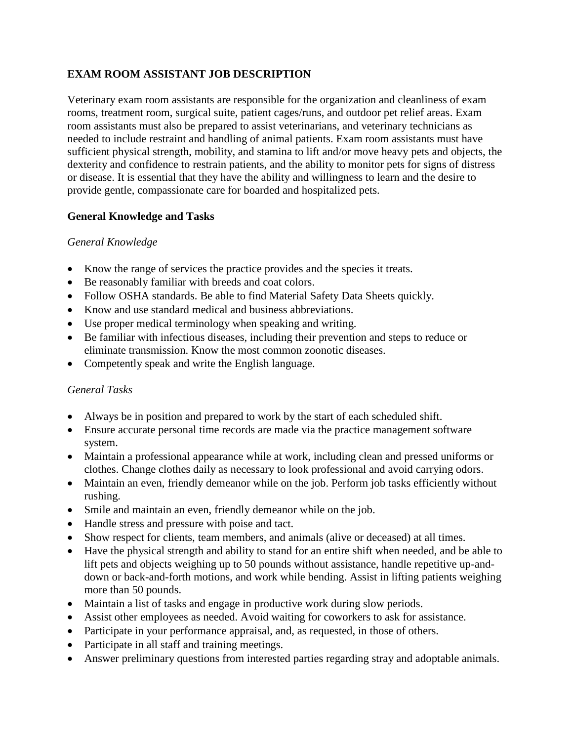# EXAM ROOM ASSISTANT JOB DESCRIPTION

Veterinary exam room assistants are responsible for the organization and cleanliness of exam rooms, treatment room, surgical suite, patient cages/runs, and outdoor pet relief areas. Exam room assistants must also be prepared to assist veterinarians, and veterinary technicians as needed to include restraint and handling of animal patients. Exam room assistants must have sufficient physical strength, mobility, and stamina to lift and/or move heavy pets and objects, the dexterity and confidence to restrain patients, and the ability to monitor pets for signs of distress or disease. It is essential that they have the ability and willingness to learn and the desire to provide gentle, compassionate care for boarded and hospitalized pets.

## General Knowledge and Tasks

### *General Knowledge*

- Know the range of services the practice provides and the species it treats.
- Be reasonably familiar with breeds and coat colors.
- Follow OSHA standards. Be able to find Material Safety Data Sheets quickly.
- Know and use standard medical and business abbreviations.
- Use proper medical terminology when speaking and writing.
- Be familiar with infectious diseases, including their prevention and steps to reduce or eliminate transmission. Know the most common zoonotic diseases.
- Competently speak and write the English language.

### *General Tasks*

- Always be in position and prepared to work by the start of each scheduled shift.
- Ensure accurate personal time records are made via the practice management software system.
- Maintain a professional appearance while at work, including clean and pressed uniforms or clothes. Change clothes daily as necessary to look professional and avoid carrying odors.
- Maintain an even, friendly demeanor while on the job. Perform job tasks efficiently without rushing.
- Smile and maintain an even, friendly demeanor while on the job.
- Handle stress and pressure with poise and tact.
- Show respect for clients, team members, and animals (alive or deceased) at all times.
- Have the physical strength and ability to stand for an entire shift when needed, and be able to lift pets and objects weighing up to 50 pounds without assistance, handle repetitive up-and-down or back-and-forth motions, and work while bending. Assist in lifting patients weighing more than 50 pounds.
- Maintain a list of tasks and engage in productive work during slow periods.
- Assist other employees as needed. Avoid waiting for coworkers to ask for assistance.
- Participate in your performance appraisal, and, as requested, in those of others.
- Participate in all staff and training meetings.
- Answer preliminary questions from interested parties regarding stray and adoptable animals.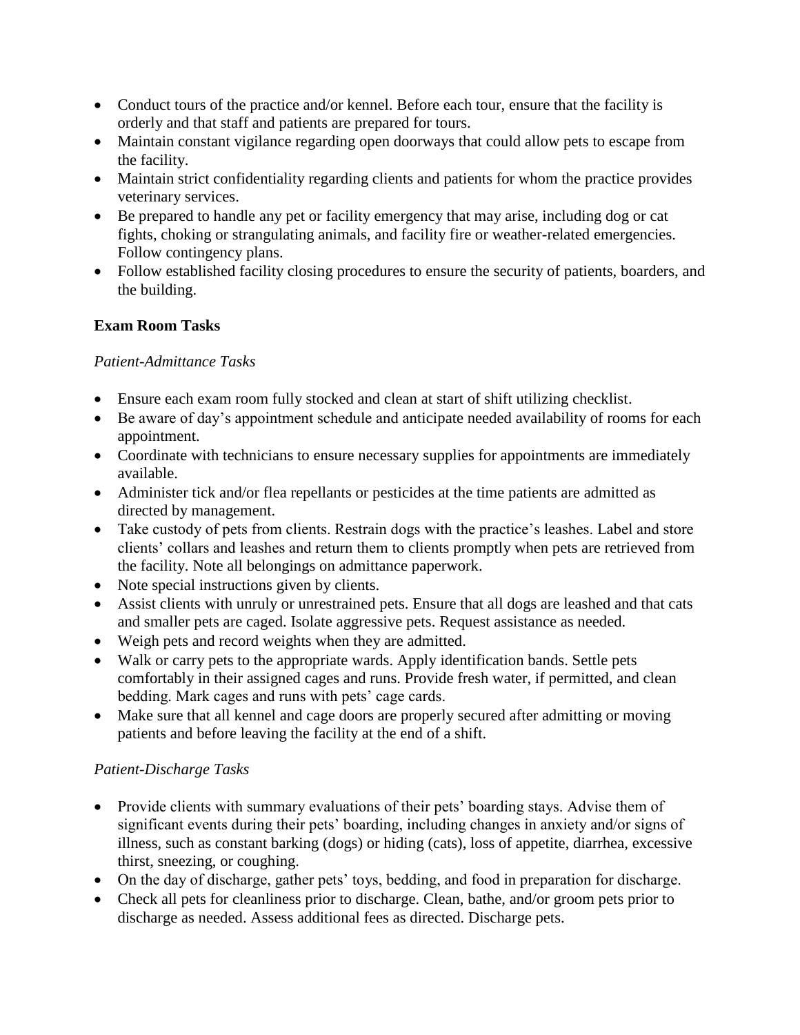- Conduct tours of the practice and/or kennel. Before each tour, ensure that the facility is orderly and that staff and patients are prepared for tours.
- Maintain constant vigilance regarding open doorways that could allow pets to escape from the facility.
- Maintain strict confidentiality regarding clients and patients for whom the practice provides veterinary services.
- Be prepared to handle any pet or facility emergency that may arise, including dog or cat fights, choking or strangulating animals, and facility fire or weather-related emergencies. Follow contingency plans.
- Follow established facility closing procedures to ensure the security of patients, boarders, and the building.

**Exam Room Tasks**

*Patient-Admittance Tasks*

- Ensure each exam room fully stocked and clean at start of shift utilizing checklist.
- Be aware of day's appointment schedule and anticipate needed availability of rooms for each appointment.
- Coordinate with technicians to ensure necessary supplies for appointments are immediately available.
- Administer tick and/or flea repellants or pesticides at the time patients are admitted as directed by management.
- Take custody of pets from clients. Restrain dogs with the practice's leashes. Label and store clients' collars and leashes and return them to clients promptly when pets are retrieved from the facility. Note all belongings on admittance paperwork.
- Note special instructions given by clients.
- Assist clients with unruly or unrestrained pets. Ensure that all dogs are leashed and that cats and smaller pets are caged. Isolate aggressive pets. Request assistance as needed.
- Weigh pets and record weights when they are admitted.
- Walk or carry pets to the appropriate wards. Apply identification bands. Settle pets comfortably in their assigned cages and runs. Provide fresh water, if permitted, and clean bedding. Mark cages and runs with pets' cage cards.
- Make sure that all kennel and cage doors are properly secured after admitting or moving patients and before leaving the facility at the end of a shift.

*Patient-Discharge Tasks*

- Provide clients with summary evaluations of their pets' boarding stays. Advise them of significant events during their pets' boarding, including changes in anxiety and/or signs of illness, such as constant barking (dogs) or hiding (cats), loss of appetite, diarrhea, excessive thirst, sneezing, or coughing.
- On the day of discharge, gather pets' toys, bedding, and food in preparation for discharge.
- Check all pets for cleanliness prior to discharge. Clean, bathe, and/or groom pets prior to discharge as needed. Assess additional fees as directed. Discharge pets.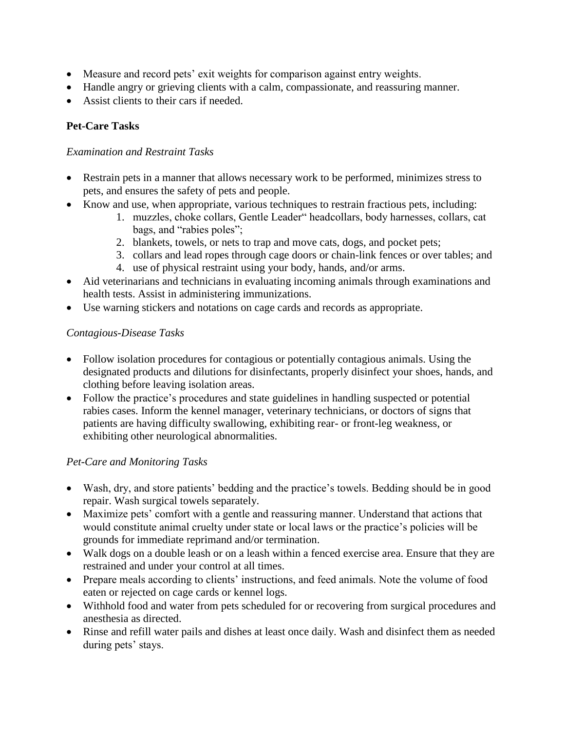- Measure and record pets' exit weights for comparison against entry weights.
- Handle angry or grieving clients with a calm, compassionate, and reassuring manner.
- Assist clients to their cars if needed.

## Pet-Care Tasks

*Examination and Restraint Tasks*

- Restrain pets in a manner that allows necessary work to be performed, minimizes stress to pets, and ensures the safety of pets and people.
- Know and use, when appropriate, various techniques to restrain fractious pets, including:
    1. muzzles, choke collars, Gentle Leader" headcollars, body harnesses, collars, cat bags, and "rabies poles";
    2. blankets, towels, or nets to trap and move cats, dogs, and pocket pets;
    3. collars and lead ropes through cage doors or chain-link fences or over tables; and
    4. use of physical restraint using your body, hands, and/or arms.
- Aid veterinarians and technicians in evaluating incoming animals through examinations and health tests. Assist in administering immunizations.
- Use warning stickers and notations on cage cards and records as appropriate.

*Contagious-Disease Tasks*

- Follow isolation procedures for contagious or potentially contagious animals. Using the designated products and dilutions for disinfectants, properly disinfect your shoes, hands, and clothing before leaving isolation areas.
- Follow the practice's procedures and state guidelines in handling suspected or potential rabies cases. Inform the kennel manager, veterinary technicians, or doctors of signs that patients are having difficulty swallowing, exhibiting rear- or front-leg weakness, or exhibiting other neurological abnormalities.

*Pet-Care and Monitoring Tasks*

- Wash, dry, and store patients' bedding and the practice's towels. Bedding should be in good repair. Wash surgical towels separately.
- Maximize pets' comfort with a gentle and reassuring manner. Understand that actions that would constitute animal cruelty under state or local laws or the practice's policies will be grounds for immediate reprimand and/or termination.
- Walk dogs on a double leash or on a leash within a fenced exercise area. Ensure that they are restrained and under your control at all times.
- Prepare meals according to clients' instructions, and feed animals. Note the volume of food eaten or rejected on cage cards or kennel logs.
- Withhold food and water from pets scheduled for or recovering from surgical procedures and anesthesia as directed.
- Rinse and refill water pails and dishes at least once daily. Wash and disinfect them as needed during pets' stays.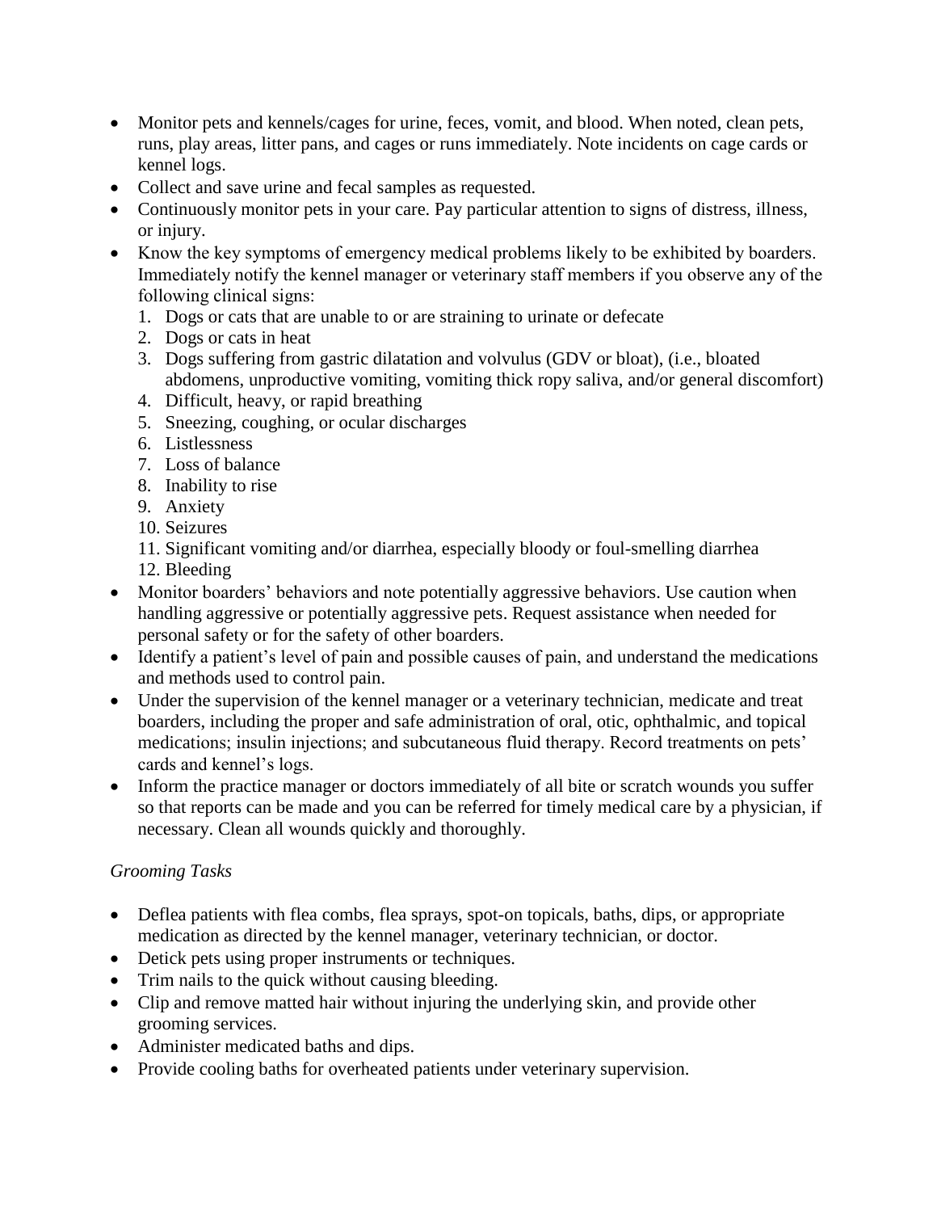- Monitor pets and kennels/cages for urine, feces, vomit, and blood. When noted, clean pets, runs, play areas, litter pans, and cages or runs immediately. Note incidents on cage cards or kennel logs.
- Collect and save urine and fecal samples as requested.
- Continuously monitor pets in your care. Pay particular attention to signs of distress, illness, or injury.
- Know the key symptoms of emergency medical problems likely to be exhibited by boarders. Immediately notify the kennel manager or veterinary staff members if you observe any of the following clinical signs:
  1. Dogs or cats that are unable to or are straining to urinate or defecate
  2. Dogs or cats in heat
  3. Dogs suffering from gastric dilatation and volvulus (GDV or bloat), (i.e., bloated abdomens, unproductive vomiting, vomiting thick ropy saliva, and/or general discomfort)
  4. Difficult, heavy, or rapid breathing
  5. Sneezing, coughing, or ocular discharges
  6. Listlessness
  7. Loss of balance
  8. Inability to rise
  9. Anxiety
  10. Seizures
  11. Significant vomiting and/or diarrhea, especially bloody or foul-smelling diarrhea
  12. Bleeding
- Monitor boarders' behaviors and note potentially aggressive behaviors. Use caution when handling aggressive or potentially aggressive pets. Request assistance when needed for personal safety or for the safety of other boarders.
- Identify a patient's level of pain and possible causes of pain, and understand the medications and methods used to control pain.
- Under the supervision of the kennel manager or a veterinary technician, medicate and treat boarders, including the proper and safe administration of oral, otic, ophthalmic, and topical medications; insulin injections; and subcutaneous fluid therapy. Record treatments on pets' cards and kennel's logs.
- Inform the practice manager or doctors immediately of all bite or scratch wounds you suffer so that reports can be made and you can be referred for timely medical care by a physician, if necessary. Clean all wounds quickly and thoroughly.

*Grooming Tasks*

- Deflea patients with flea combs, flea sprays, spot-on topicals, baths, dips, or appropriate medication as directed by the kennel manager, veterinary technician, or doctor.
- Detick pets using proper instruments or techniques.
- Trim nails to the quick without causing bleeding.
- Clip and remove matted hair without injuring the underlying skin, and provide other grooming services.
- Administer medicated baths and dips.
- Provide cooling baths for overheated patients under veterinary supervision.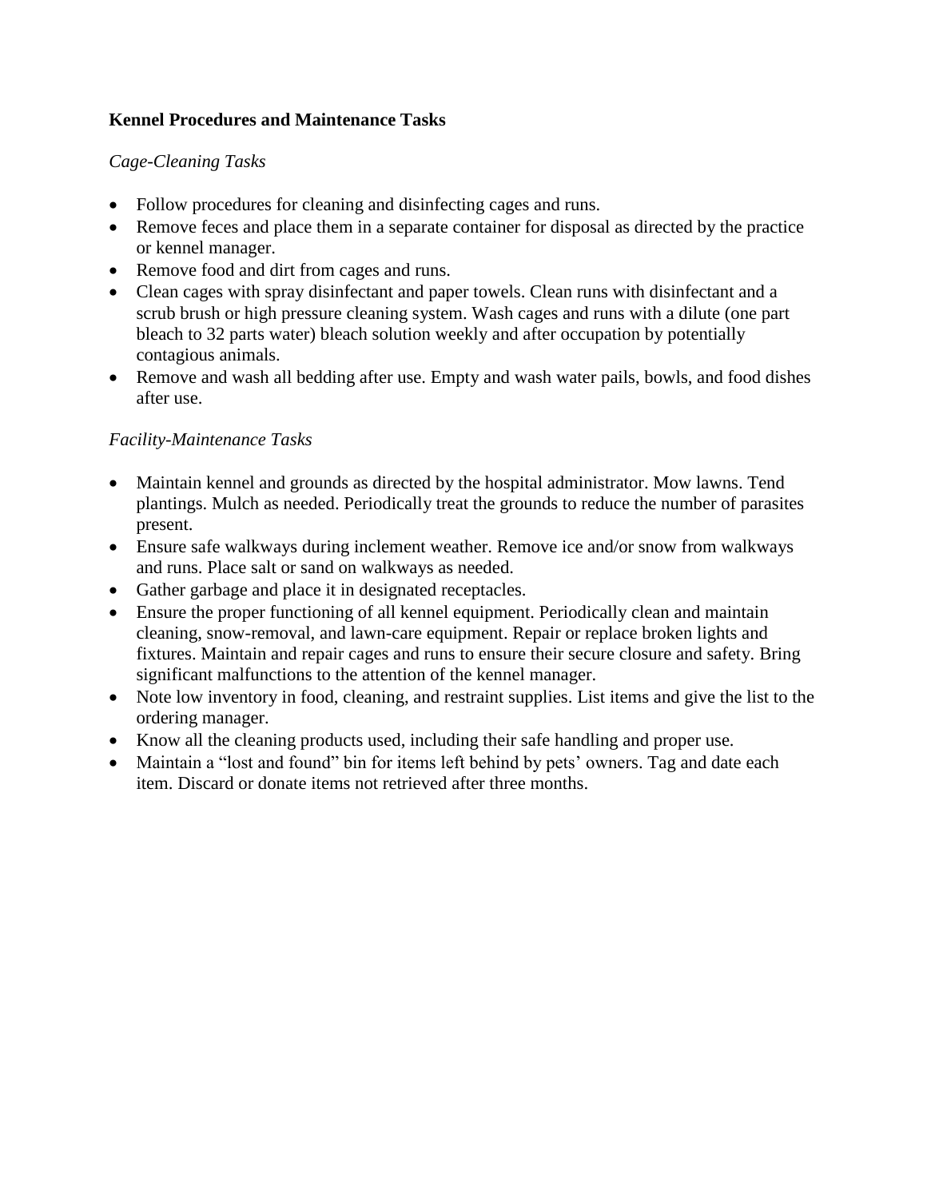**Kennel Procedures and Maintenance Tasks**

*Cage-Cleaning Tasks*

- Follow procedures for cleaning and disinfecting cages and runs.
- Remove feces and place them in a separate container for disposal as directed by the practice or kennel manager.
- Remove food and dirt from cages and runs.
- Clean cages with spray disinfectant and paper towels. Clean runs with disinfectant and a scrub brush or high pressure cleaning system. Wash cages and runs with a dilute (one part bleach to 32 parts water) bleach solution weekly and after occupation by potentially contagious animals.
- Remove and wash all bedding after use. Empty and wash water pails, bowls, and food dishes after use.

*Facility-Maintenance Tasks*

- Maintain kennel and grounds as directed by the hospital administrator. Mow lawns. Tend plantings. Mulch as needed. Periodically treat the grounds to reduce the number of parasites present.
- Ensure safe walkways during inclement weather. Remove ice and/or snow from walkways and runs. Place salt or sand on walkways as needed.
- Gather garbage and place it in designated receptacles.
- Ensure the proper functioning of all kennel equipment. Periodically clean and maintain cleaning, snow-removal, and lawn-care equipment. Repair or replace broken lights and fixtures. Maintain and repair cages and runs to ensure their secure closure and safety. Bring significant malfunctions to the attention of the kennel manager.
- Note low inventory in food, cleaning, and restraint supplies. List items and give the list to the ordering manager.
- Know all the cleaning products used, including their safe handling and proper use.
- Maintain a "lost and found" bin for items left behind by pets' owners. Tag and date each item. Discard or donate items not retrieved after three months.